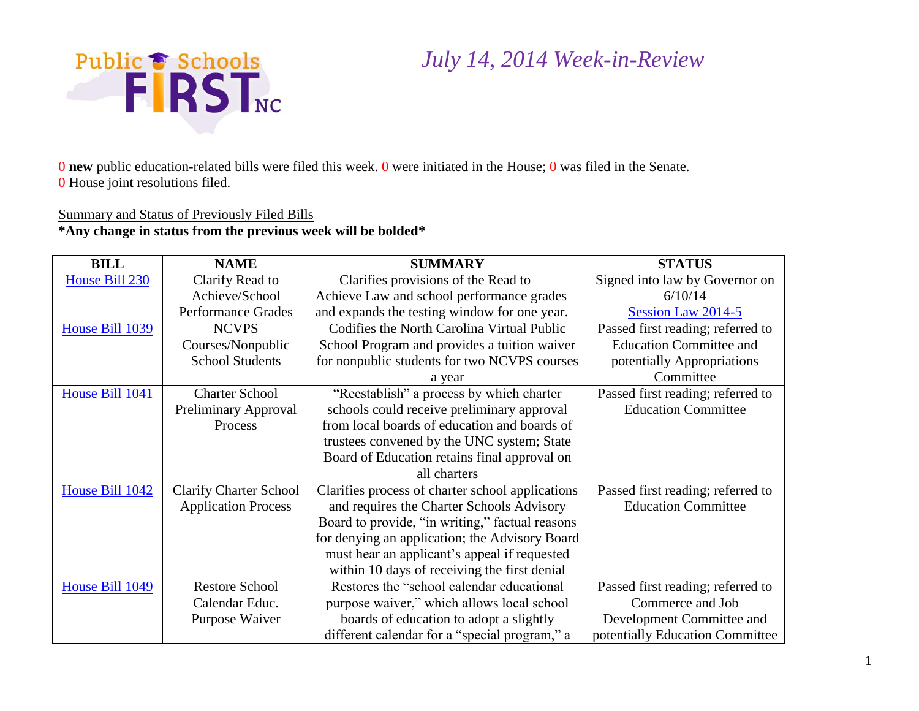Public Schools FIRST NC

# *July 14, 2014 Week-in-Review*

0 **new** public education-related bills were filed this week. 0 were initiated in the House; 0 was filed in the Senate.
0 House joint resolutions filed.

Summary and Status of Previously Filed Bills
**\*Any change in status from the previous week will be bolded\***

| BILL | NAME | SUMMARY | STATUS |
|---|---|---|---|
| House Bill 230 | Clarify Read to Achieve/School Performance Grades | Clarifies provisions of the Read to Achieve Law and school performance grades and expands the testing window for one year. | Signed into law by Governor on 6/10/14 Session Law 2014-5 |
| House Bill 1039 | NCVPS Courses/Nonpublic School Students | Codifies the North Carolina Virtual Public School Program and provides a tuition waiver for nonpublic students for two NCVPS courses a year | Passed first reading; referred to Education Committee and potentially Appropriations Committee |
| House Bill 1041 | Charter School Preliminary Approval Process | "Reestablish" a process by which charter schools could receive preliminary approval from local boards of education and boards of trustees convened by the UNC system; State Board of Education retains final approval on all charters | Passed first reading; referred to Education Committee |
| House Bill 1042 | Clarify Charter School Application Process | Clarifies process of charter school applications and requires the Charter Schools Advisory Board to provide, "in writing," factual reasons for denying an application; the Advisory Board must hear an applicant's appeal if requested within 10 days of receiving the first denial | Passed first reading; referred to Education Committee |
| House Bill 1049 | Restore School Calendar Educ. Purpose Waiver | Restores the "school calendar educational purpose waiver," which allows local school boards of education to adopt a slightly different calendar for a "special program," a | Passed first reading; referred to Commerce and Job Development Committee and potentially Education Committee |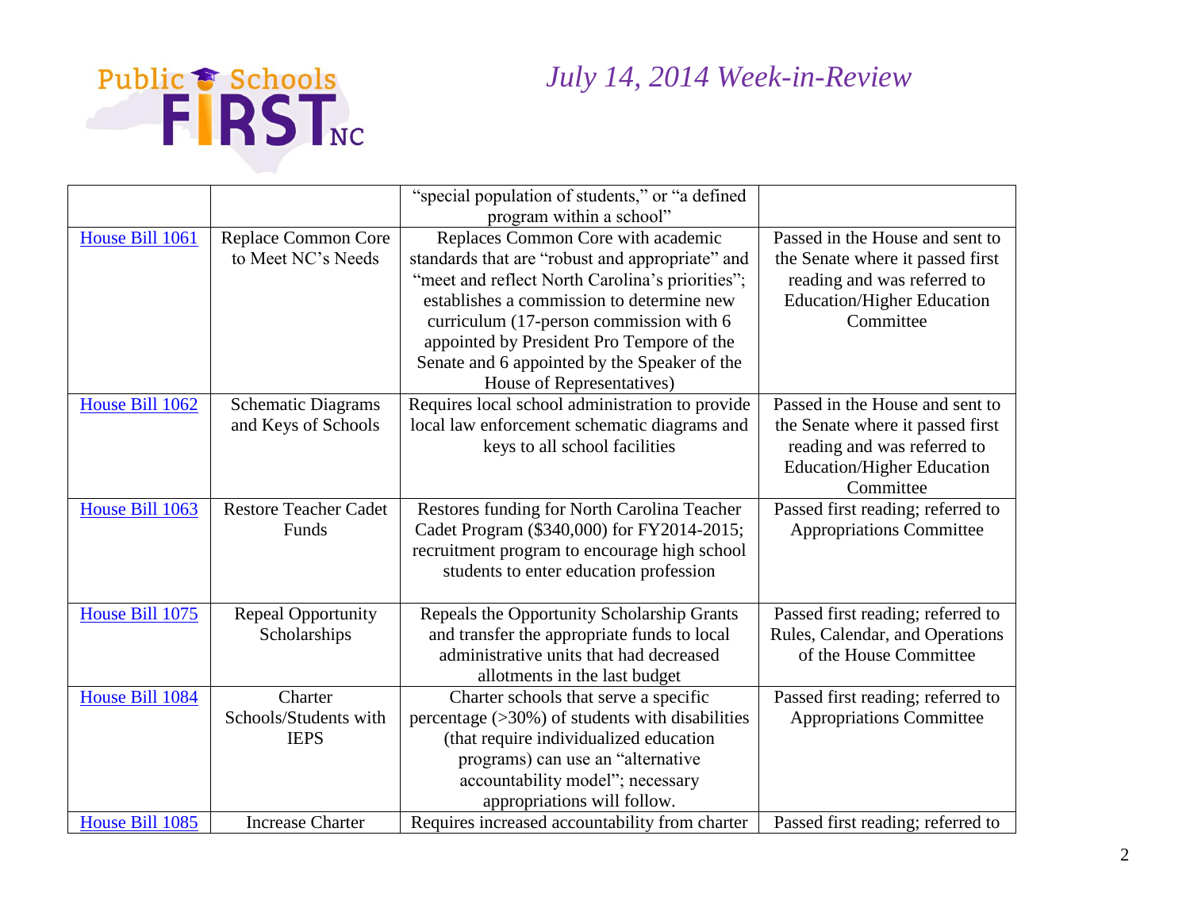# July 14, 2014 Week-in-Review

| | | | |
|---|---|---|---|
| | | "special population of students," or "a defined program within a school" | |
| House Bill 1061 | Replace Common Core to Meet NC's Needs | Replaces Common Core with academic standards that are "robust and appropriate" and "meet and reflect North Carolina's priorities"; establishes a commission to determine new curriculum (17-person commission with 6 appointed by President Pro Tempore of the Senate and 6 appointed by the Speaker of the House of Representatives) | Passed in the House and sent to the Senate where it passed first reading and was referred to Education/Higher Education Committee |
| House Bill 1062 | Schematic Diagrams and Keys of Schools | Requires local school administration to provide local law enforcement schematic diagrams and keys to all school facilities | Passed in the House and sent to the Senate where it passed first reading and was referred to Education/Higher Education Committee |
| House Bill 1063 | Restore Teacher Cadet Funds | Restores funding for North Carolina Teacher Cadet Program ($340,000) for FY2014-2015; recruitment program to encourage high school students to enter education profession | Passed first reading; referred to Appropriations Committee |
| House Bill 1075 | Repeal Opportunity Scholarships | Repeals the Opportunity Scholarship Grants and transfer the appropriate funds to local administrative units that had decreased allotments in the last budget | Passed first reading; referred to Rules, Calendar, and Operations of the House Committee |
| House Bill 1084 | Charter Schools/Students with IEPS | Charter schools that serve a specific percentage (>30%) of students with disabilities (that require individualized education programs) can use an "alternative accountability model"; necessary appropriations will follow. | Passed first reading; referred to Appropriations Committee |
| House Bill 1085 | Increase Charter | Requires increased accountability from charter | Passed first reading; referred to |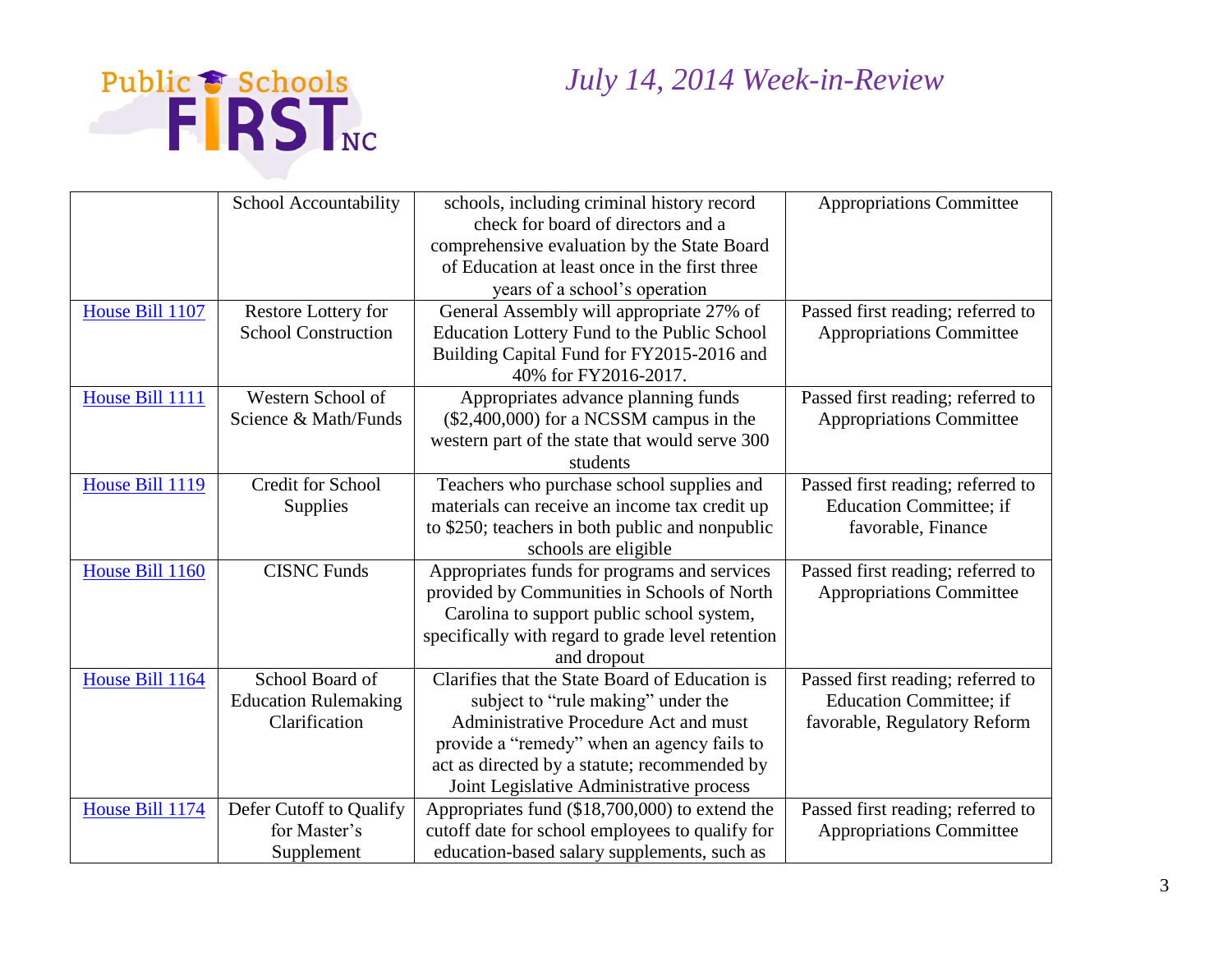| | | | |
|---|---|---|---|
| | School Accountability | schools, including criminal history record check for board of directors and a comprehensive evaluation by the State Board of Education at least once in the first three years of a school's operation | Appropriations Committee |
| House Bill 1107 | Restore Lottery for School Construction | General Assembly will appropriate 27% of Education Lottery Fund to the Public School Building Capital Fund for FY2015-2016 and 40% for FY2016-2017. | Passed first reading; referred to Appropriations Committee |
| House Bill 1111 | Western School of Science & Math/Funds | Appropriates advance planning funds ($2,400,000) for a NCSSM campus in the western part of the state that would serve 300 students | Passed first reading; referred to Appropriations Committee |
| House Bill 1119 | Credit for School Supplies | Teachers who purchase school supplies and materials can receive an income tax credit up to $250; teachers in both public and nonpublic schools are eligible | Passed first reading; referred to Education Committee; if favorable, Finance |
| House Bill 1160 | CISNC Funds | Appropriates funds for programs and services provided by Communities in Schools of North Carolina to support public school system, specifically with regard to grade level retention and dropout | Passed first reading; referred to Appropriations Committee |
| House Bill 1164 | School Board of Education Rulemaking Clarification | Clarifies that the State Board of Education is subject to "rule making" under the Administrative Procedure Act and must provide a "remedy" when an agency fails to act as directed by a statute; recommended by Joint Legislative Administrative process | Passed first reading; referred to Education Committee; if favorable, Regulatory Reform |
| House Bill 1174 | Defer Cutoff to Qualify for Master's Supplement | Appropriates fund ($18,700,000) to extend the cutoff date for school employees to qualify for education-based salary supplements, such as | Passed first reading; referred to Appropriations Committee |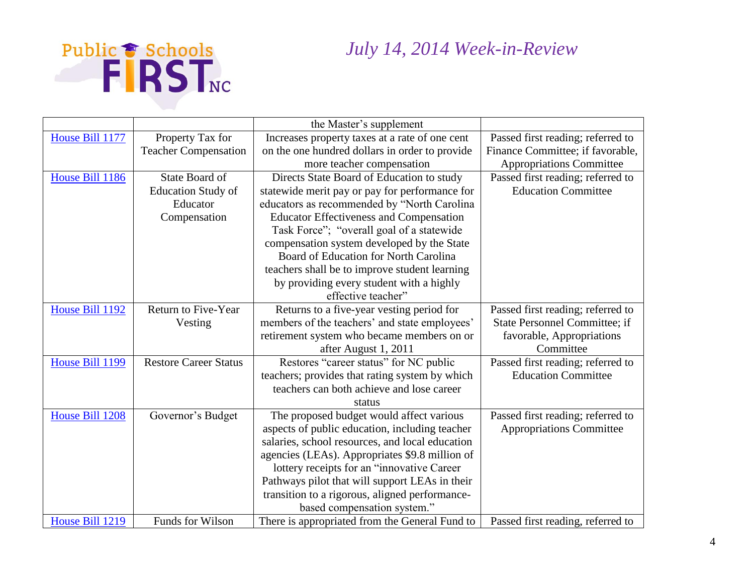| | | the Master's supplement | |
|---|---|---|---|
| House Bill 1177 | Property Tax for Teacher Compensation | Increases property taxes at a rate of one cent on the one hundred dollars in order to provide more teacher compensation | Passed first reading; referred to Finance Committee; if favorable, Appropriations Committee |
| House Bill 1186 | State Board of Education Study of Educator Compensation | Directs State Board of Education to study statewide merit pay or pay for performance for educators as recommended by "North Carolina Educator Effectiveness and Compensation Task Force"; "overall goal of a statewide compensation system developed by the State Board of Education for North Carolina teachers shall be to improve student learning by providing every student with a highly effective teacher" | Passed first reading; referred to Education Committee |
| House Bill 1192 | Return to Five-Year Vesting | Returns to a five-year vesting period for members of the teachers' and state employees' retirement system who became members on or after August 1, 2011 | Passed first reading; referred to State Personnel Committee; if favorable, Appropriations Committee |
| House Bill 1199 | Restore Career Status | Restores "career status" for NC public teachers; provides that rating system by which teachers can both achieve and lose career status | Passed first reading; referred to Education Committee |
| House Bill 1208 | Governor's Budget | The proposed budget would affect various aspects of public education, including teacher salaries, school resources, and local education agencies (LEAs). Appropriates $9.8 million of lottery receipts for an "innovative Career Pathways pilot that will support LEAs in their transition to a rigorous, aligned performance-based compensation system." | Passed first reading; referred to Appropriations Committee |
| House Bill 1219 | Funds for Wilson | There is appropriated from the General Fund to | Passed first reading, referred to |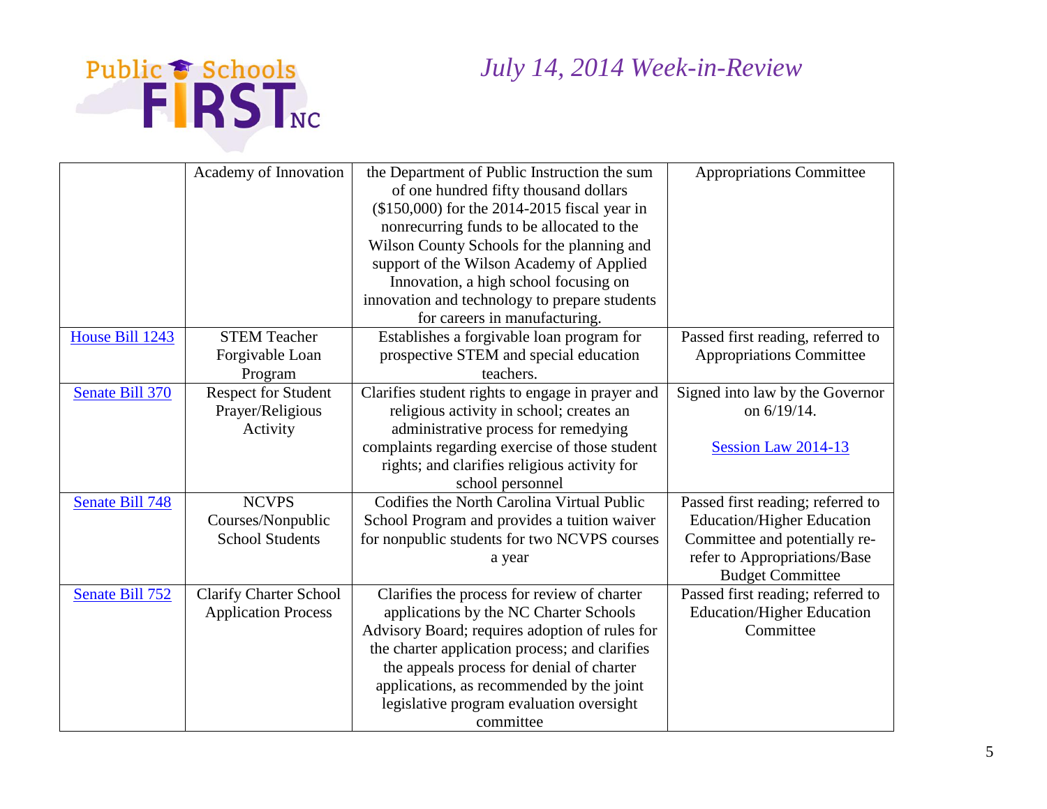| | Academy of Innovation | the Department of Public Instruction the sum of one hundred fifty thousand dollars ($150,000) for the 2014-2015 fiscal year in nonrecurring funds to be allocated to the Wilson County Schools for the planning and support of the Wilson Academy of Applied Innovation, a high school focusing on innovation and technology to prepare students for careers in manufacturing. | Appropriations Committee |
|---|---|---|---|
| House Bill 1243 | STEM Teacher Forgivable Loan Program | Establishes a forgivable loan program for prospective STEM and special education teachers. | Passed first reading, referred to Appropriations Committee |
| Senate Bill 370 | Respect for Student Prayer/Religious Activity | Clarifies student rights to engage in prayer and religious activity in school; creates an administrative process for remedying complaints regarding exercise of those student rights; and clarifies religious activity for school personnel | Signed into law by the Governor on 6/19/14. Session Law 2014-13 |
| Senate Bill 748 | NCVPS Courses/Nonpublic School Students | Codifies the North Carolina Virtual Public School Program and provides a tuition waiver for nonpublic students for two NCVPS courses a year | Passed first reading; referred to Education/Higher Education Committee and potentially re-refer to Appropriations/Base Budget Committee |
| Senate Bill 752 | Clarify Charter School Application Process | Clarifies the process for review of charter applications by the NC Charter Schools Advisory Board; requires adoption of rules for the charter application process; and clarifies the appeals process for denial of charter applications, as recommended by the joint legislative program evaluation oversight committee | Passed first reading; referred to Education/Higher Education Committee |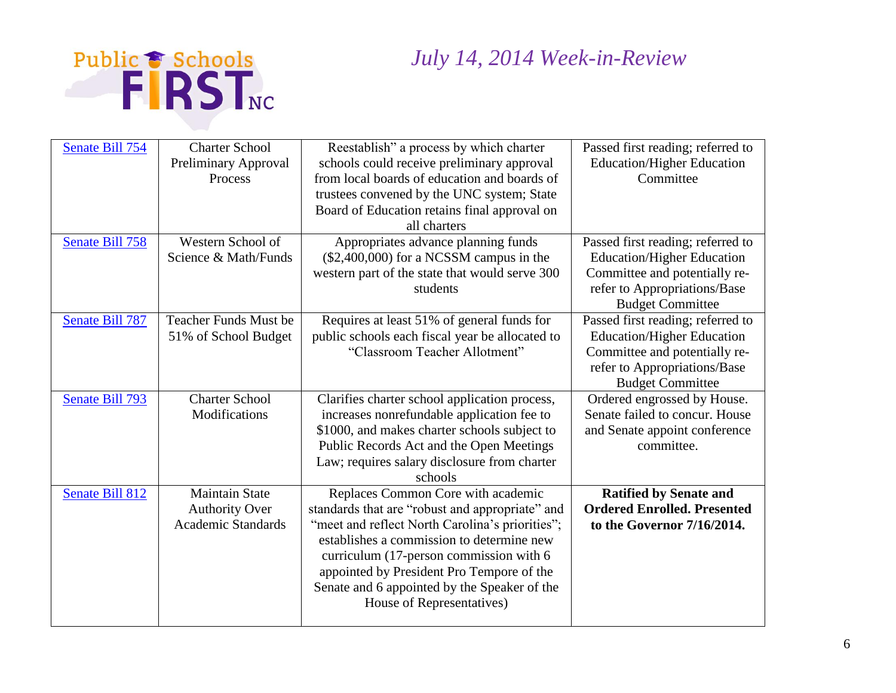Public Schools FIRST NC

*July 14, 2014 Week-in-Review*

| | | | |
|---|---|---|---|
| Senate Bill 754 | Charter School Preliminary Approval Process | Reestablish" a process by which charter schools could receive preliminary approval from local boards of education and boards of trustees convened by the UNC system; State Board of Education retains final approval on all charters | Passed first reading; referred to Education/Higher Education Committee |
| Senate Bill 758 | Western School of Science & Math/Funds | Appropriates advance planning funds ($2,400,000) for a NCSSM campus in the western part of the state that would serve 300 students | Passed first reading; referred to Education/Higher Education Committee and potentially re-refer to Appropriations/Base Budget Committee |
| Senate Bill 787 | Teacher Funds Must be 51% of School Budget | Requires at least 51% of general funds for public schools each fiscal year be allocated to "Classroom Teacher Allotment" | Passed first reading; referred to Education/Higher Education Committee and potentially re-refer to Appropriations/Base Budget Committee |
| Senate Bill 793 | Charter School Modifications | Clarifies charter school application process, increases nonrefundable application fee to $1000, and makes charter schools subject to Public Records Act and the Open Meetings Law; requires salary disclosure from charter schools | Ordered engrossed by House. Senate failed to concur. House and Senate appoint conference committee. |
| Senate Bill 812 | Maintain State Authority Over Academic Standards | Replaces Common Core with academic standards that are "robust and appropriate" and "meet and reflect North Carolina's priorities"; establishes a commission to determine new curriculum (17-person commission with 6 appointed by President Pro Tempore of the Senate and 6 appointed by the Speaker of the House of Representatives) | **Ratified by Senate and Ordered Enrolled. Presented to the Governor 7/16/2014.** |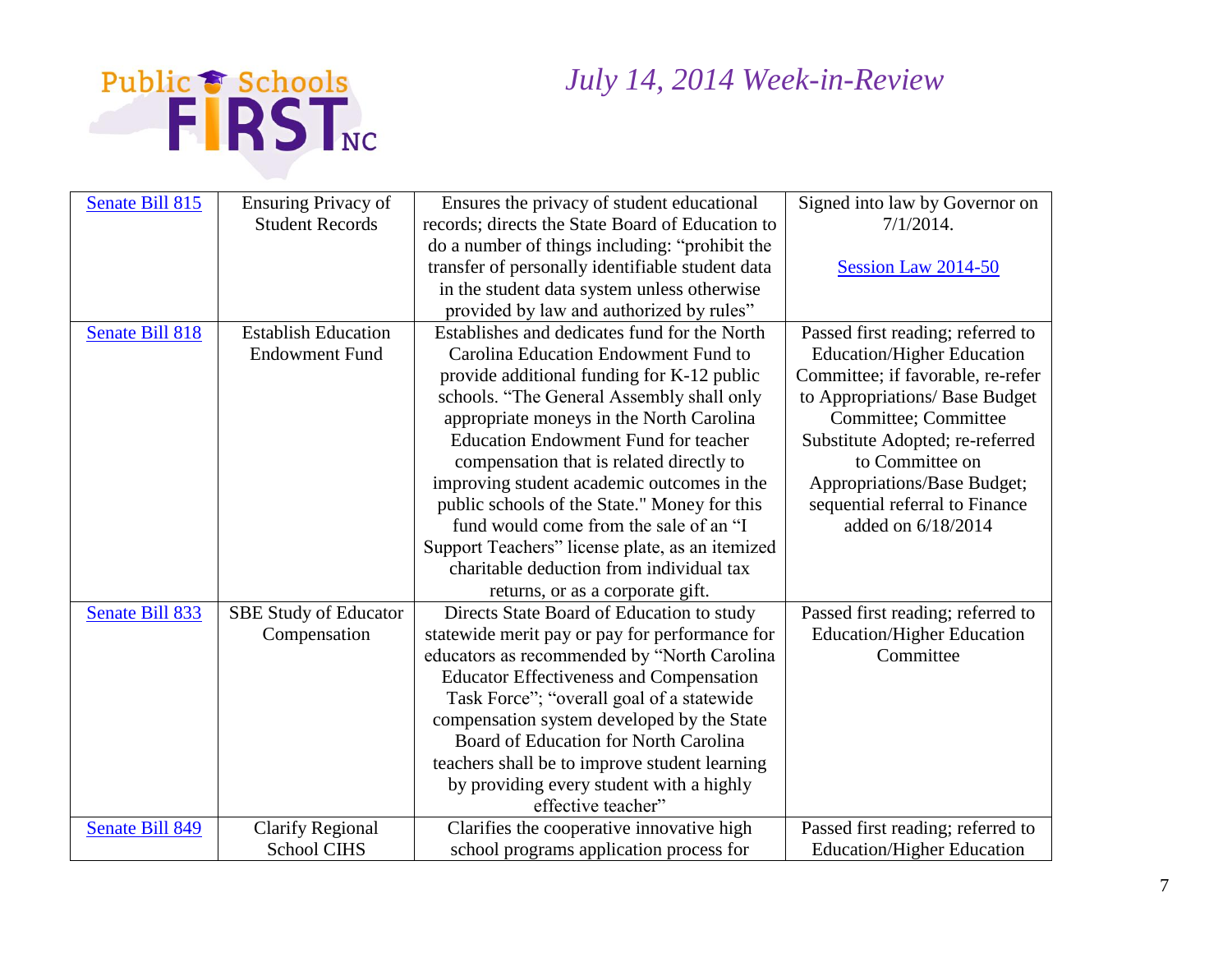| Senate Bill 815 | Ensuring Privacy of Student Records | Ensures the privacy of student educational records; directs the State Board of Education to do a number of things including: "prohibit the transfer of personally identifiable student data in the student data system unless otherwise provided by law and authorized by rules" | Signed into law by Governor on 7/1/2014. Session Law 2014-50 |
|---|---|---|---|
| Senate Bill 818 | Establish Education Endowment Fund | Establishes and dedicates fund for the North Carolina Education Endowment Fund to provide additional funding for K-12 public schools. "The General Assembly shall only appropriate moneys in the North Carolina Education Endowment Fund for teacher compensation that is related directly to improving student academic outcomes in the public schools of the State." Money for this fund would come from the sale of an "I Support Teachers" license plate, as an itemized charitable deduction from individual tax returns, or as a corporate gift. | Passed first reading; referred to Education/Higher Education Committee; if favorable, re-refer to Appropriations/ Base Budget Committee; Committee Substitute Adopted; re-referred to Committee on Appropriations/Base Budget; sequential referral to Finance added on 6/18/2014 |
| Senate Bill 833 | SBE Study of Educator Compensation | Directs State Board of Education to study statewide merit pay or pay for performance for educators as recommended by "North Carolina Educator Effectiveness and Compensation Task Force"; "overall goal of a statewide compensation system developed by the State Board of Education for North Carolina teachers shall be to improve student learning by providing every student with a highly effective teacher" | Passed first reading; referred to Education/Higher Education Committee |
| Senate Bill 849 | Clarify Regional School CIHS | Clarifies the cooperative innovative high school programs application process for | Passed first reading; referred to Education/Higher Education |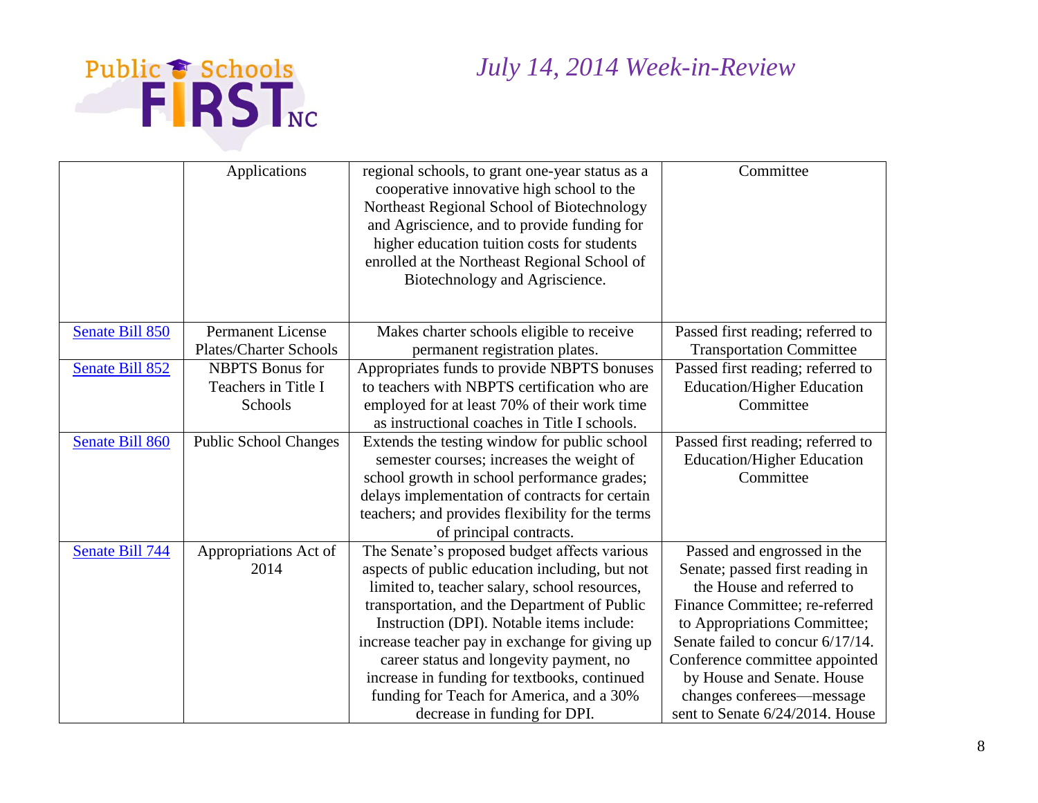| | Applications | regional schools, to grant one-year status as a cooperative innovative high school to the Northeast Regional School of Biotechnology and Agriscience, and to provide funding for higher education tuition costs for students enrolled at the Northeast Regional School of Biotechnology and Agriscience. | Committee |
|---|---|---|---|
| Senate Bill 850 | Permanent License Plates/Charter Schools | Makes charter schools eligible to receive permanent registration plates. | Passed first reading; referred to Transportation Committee |
| Senate Bill 852 | NBPTS Bonus for Teachers in Title I Schools | Appropriates funds to provide NBPTS bonuses to teachers with NBPTS certification who are employed for at least 70% of their work time as instructional coaches in Title I schools. | Passed first reading; referred to Education/Higher Education Committee |
| Senate Bill 860 | Public School Changes | Extends the testing window for public school semester courses; increases the weight of school growth in school performance grades; delays implementation of contracts for certain teachers; and provides flexibility for the terms of principal contracts. | Passed first reading; referred to Education/Higher Education Committee |
| Senate Bill 744 | Appropriations Act of 2014 | The Senate's proposed budget affects various aspects of public education including, but not limited to, teacher salary, school resources, transportation, and the Department of Public Instruction (DPI). Notable items include: increase teacher pay in exchange for giving up career status and longevity payment, no increase in funding for textbooks, continued funding for Teach for America, and a 30% decrease in funding for DPI. | Passed and engrossed in the Senate; passed first reading in the House and referred to Finance Committee; re-referred to Appropriations Committee; Senate failed to concur 6/17/14. Conference committee appointed by House and Senate. House changes conferees—message sent to Senate 6/24/2014. House |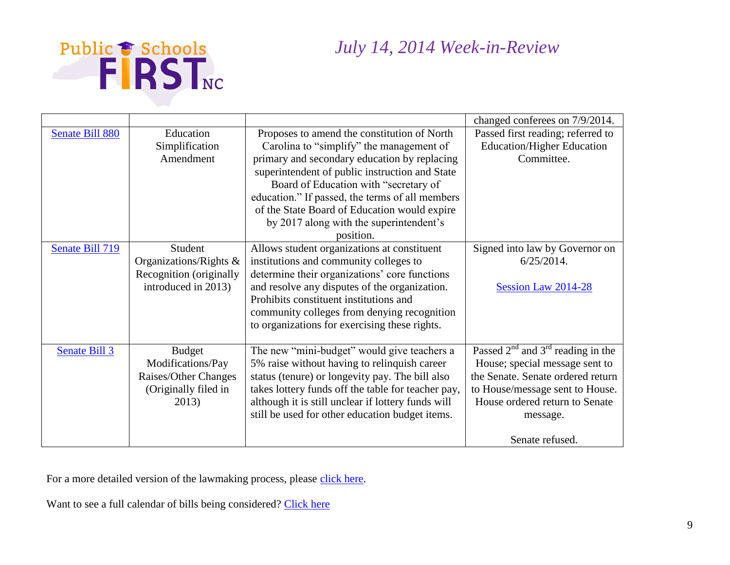## July 14, 2014 Week-in-Review

| | | | |
|---|---|---|---|
| | | | changed conferees on 7/9/2014. |
| Senate Bill 880 | Education Simplification Amendment | Proposes to amend the constitution of North Carolina to "simplify" the management of primary and secondary education by replacing superintendent of public instruction and State Board of Education with "secretary of education." If passed, the terms of all members of the State Board of Education would expire by 2017 along with the superintendent's position. | Passed first reading; referred to Education/Higher Education Committee. |
| Senate Bill 719 | Student Organizations/Rights & Recognition (originally introduced in 2013) | Allows student organizations at constituent institutions and community colleges to determine their organizations' core functions and resolve any disputes of the organization. Prohibits constituent institutions and community colleges from denying recognition to organizations for exercising these rights. | Signed into law by Governor on 6/25/2014. Session Law 2014-28 |
| Senate Bill 3 | Budget Modifications/Pay Raises/Other Changes (Originally filed in 2013) | The new "mini-budget" would give teachers a 5% raise without having to relinquish career status (tenure) or longevity pay. The bill also takes lottery funds off the table for teacher pay, although it is still unclear if lottery funds will still be used for other education budget items. | Passed 2nd and 3rd reading in the House; special message sent to the Senate. Senate ordered return to House/message sent to House. House ordered return to Senate message. Senate refused. |

For a more detailed version of the lawmaking process, please click here.

Want to see a full calendar of bills being considered? Click here